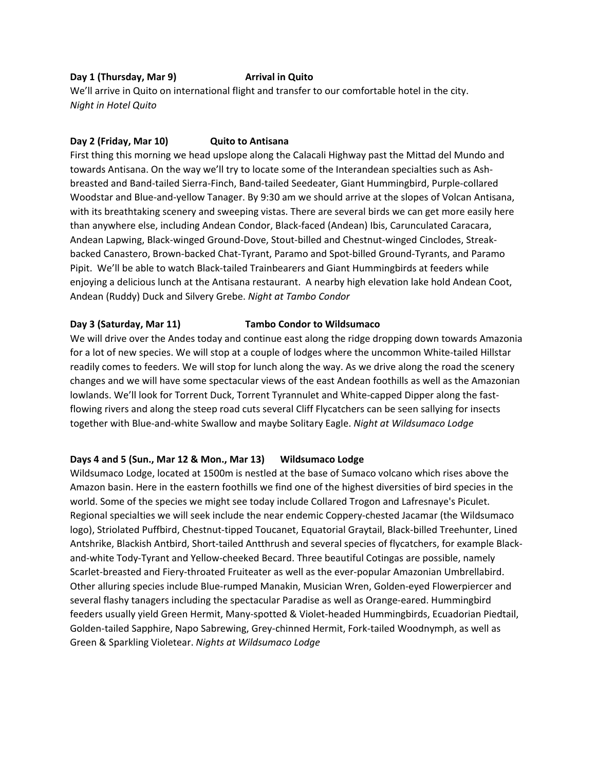**Day 1 (Thursday, Mar 9)   Arrival in Quito**

We'll arrive in Quito on international flight and transfer to our comfortable hotel in the city.
*Night in Hotel Quito*

**Day 2 (Friday, Mar 10)   Quito to Antisana**

First thing this morning we head upslope along the Calacali Highway past the Mittad del Mundo and towards Antisana. On the way we'll try to locate some of the Interandean specialties such as Ash-breasted and Band-tailed Sierra-Finch, Band-tailed Seedeater, Giant Hummingbird, Purple-collared Woodstar and Blue-and-yellow Tanager. By 9:30 am we should arrive at the slopes of Volcan Antisana, with its breathtaking scenery and sweeping vistas. There are several birds we can get more easily here than anywhere else, including Andean Condor, Black-faced (Andean) Ibis, Carunculated Caracara, Andean Lapwing, Black-winged Ground-Dove, Stout-billed and Chestnut-winged Cinclodes, Streak-backed Canastero, Brown-backed Chat-Tyrant, Paramo and Spot-billed Ground-Tyrants, and Paramo Pipit. We'll be able to watch Black-tailed Trainbearers and Giant Hummingbirds at feeders while enjoying a delicious lunch at the Antisana restaurant. A nearby high elevation lake hold Andean Coot, Andean (Ruddy) Duck and Silvery Grebe. *Night at Tambo Condor*

**Day 3 (Saturday, Mar 11)   Tambo Condor to Wildsumaco**

We will drive over the Andes today and continue east along the ridge dropping down towards Amazonia for a lot of new species. We will stop at a couple of lodges where the uncommon White-tailed Hillstar readily comes to feeders. We will stop for lunch along the way. As we drive along the road the scenery changes and we will have some spectacular views of the east Andean foothills as well as the Amazonian lowlands. We'll look for Torrent Duck, Torrent Tyrannulet and White-capped Dipper along the fast-flowing rivers and along the steep road cuts several Cliff Flycatchers can be seen sallying for insects together with Blue-and-white Swallow and maybe Solitary Eagle. *Night at Wildsumaco Lodge*

**Days 4 and 5 (Sun., Mar 12 & Mon., Mar 13)   Wildsumaco Lodge**

Wildsumaco Lodge, located at 1500m is nestled at the base of Sumaco volcano which rises above the Amazon basin. Here in the eastern foothills we find one of the highest diversities of bird species in the world. Some of the species we might see today include Collared Trogon and Lafresnaye's Piculet. Regional specialties we will seek include the near endemic Coppery-chested Jacamar (the Wildsumaco logo), Striolated Puffbird, Chestnut-tipped Toucanet, Equatorial Graytail, Black-billed Treehunter, Lined Antshrike, Blackish Antbird, Short-tailed Antthrush and several species of flycatchers, for example Black-and-white Tody-Tyrant and Yellow-cheeked Becard. Three beautiful Cotingas are possible, namely Scarlet-breasted and Fiery-throated Fruiteater as well as the ever-popular Amazonian Umbrellabird. Other alluring species include Blue-rumped Manakin, Musician Wren, Golden-eyed Flowerpiercer and several flashy tanagers including the spectacular Paradise as well as Orange-eared. Hummingbird feeders usually yield Green Hermit, Many-spotted & Violet-headed Hummingbirds, Ecuadorian Piedtail, Golden-tailed Sapphire, Napo Sabrewing, Grey-chinned Hermit, Fork-tailed Woodnymph, as well as Green & Sparkling Violetear. *Nights at Wildsumaco Lodge*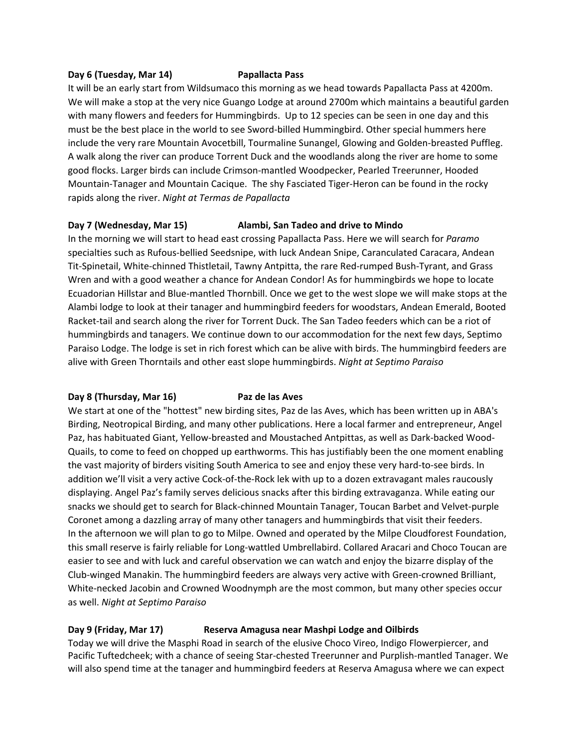**Day 6 (Tuesday, Mar 14) Papallacta Pass**

It will be an early start from Wildsumaco this morning as we head towards Papallacta Pass at 4200m. We will make a stop at the very nice Guango Lodge at around 2700m which maintains a beautiful garden with many flowers and feeders for Hummingbirds. Up to 12 species can be seen in one day and this must be the best place in the world to see Sword-billed Hummingbird. Other special hummers here include the very rare Mountain Avocetbill, Tourmaline Sunangel, Glowing and Golden-breasted Puffleg. A walk along the river can produce Torrent Duck and the woodlands along the river are home to some good flocks. Larger birds can include Crimson-mantled Woodpecker, Pearled Treerunner, Hooded Mountain-Tanager and Mountain Cacique. The shy Fasciated Tiger-Heron can be found in the rocky rapids along the river. *Night at Termas de Papallacta*

**Day 7 (Wednesday, Mar 15) Alambi, San Tadeo and drive to Mindo**

In the morning we will start to head east crossing Papallacta Pass. Here we will search for *Paramo* specialties such as Rufous-bellied Seedsnipe, with luck Andean Snipe, Caranculated Caracara, Andean Tit-Spinetail, White-chinned Thistletail, Tawny Antpitta, the rare Red-rumped Bush-Tyrant, and Grass Wren and with a good weather a chance for Andean Condor! As for hummingbirds we hope to locate Ecuadorian Hillstar and Blue-mantled Thornbill. Once we get to the west slope we will make stops at the Alambi lodge to look at their tanager and hummingbird feeders for woodstars, Andean Emerald, Booted Racket-tail and search along the river for Torrent Duck. The San Tadeo feeders which can be a riot of hummingbirds and tanagers. We continue down to our accommodation for the next few days, Septimo Paraiso Lodge. The lodge is set in rich forest which can be alive with birds. The hummingbird feeders are alive with Green Thorntails and other east slope hummingbirds. *Night at Septimo Paraiso*

**Day 8 (Thursday, Mar 16) Paz de las Aves**

We start at one of the "hottest" new birding sites, Paz de las Aves, which has been written up in ABA's Birding, Neotropical Birding, and many other publications. Here a local farmer and entrepreneur, Angel Paz, has habituated Giant, Yellow-breasted and Moustached Antpittas, as well as Dark-backed Wood-Quails, to come to feed on chopped up earthworms. This has justifiably been the one moment enabling the vast majority of birders visiting South America to see and enjoy these very hard-to-see birds. In addition we'll visit a very active Cock-of-the-Rock lek with up to a dozen extravagant males raucously displaying. Angel Paz's family serves delicious snacks after this birding extravaganza. While eating our snacks we should get to search for Black-chinned Mountain Tanager, Toucan Barbet and Velvet-purple Coronet among a dazzling array of many other tanagers and hummingbirds that visit their feeders.
In the afternoon we will plan to go to Milpe. Owned and operated by the Milpe Cloudforest Foundation, this small reserve is fairly reliable for Long-wattled Umbrellabird. Collared Aracari and Choco Toucan are easier to see and with luck and careful observation we can watch and enjoy the bizarre display of the Club-winged Manakin. The hummingbird feeders are always very active with Green-crowned Brilliant, White-necked Jacobin and Crowned Woodnymph are the most common, but many other species occur as well. *Night at Septimo Paraiso*

**Day 9 (Friday, Mar 17) Reserva Amagusa near Mashpi Lodge and Oilbirds**

Today we will drive the Masphi Road in search of the elusive Choco Vireo, Indigo Flowerpiercer, and Pacific Tuftedcheek; with a chance of seeing Star-chested Treerunner and Purplish-mantled Tanager. We will also spend time at the tanager and hummingbird feeders at Reserva Amagusa where we can expect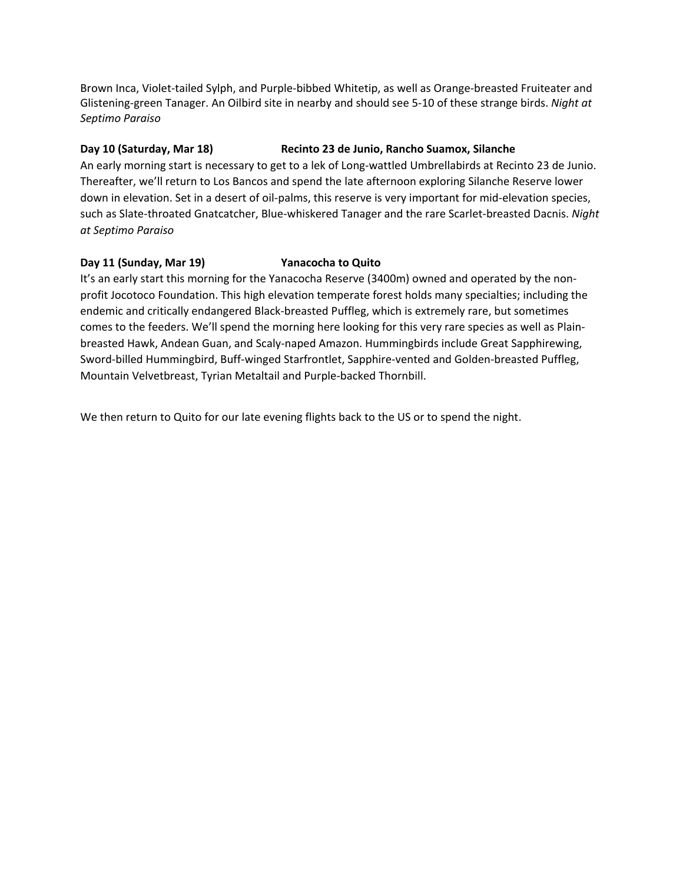Brown Inca, Violet-tailed Sylph, and Purple-bibbed Whitetip, as well as Orange-breasted Fruiteater and Glistening-green Tanager. An Oilbird site in nearby and should see 5-10 of these strange birds. *Night at Septimo Paraiso*

**Day 10 (Saturday, Mar 18)** **Recinto 23 de Junio, Rancho Suamox, Silanche**

An early morning start is necessary to get to a lek of Long-wattled Umbrellabirds at Recinto 23 de Junio. Thereafter, we'll return to Los Bancos and spend the late afternoon exploring Silanche Reserve lower down in elevation. Set in a desert of oil-palms, this reserve is very important for mid-elevation species, such as Slate-throated Gnatcatcher, Blue-whiskered Tanager and the rare Scarlet-breasted Dacnis. *Night at Septimo Paraiso*

**Day 11 (Sunday, Mar 19)** **Yanacocha to Quito**

It's an early start this morning for the Yanacocha Reserve (3400m) owned and operated by the non-profit Jocotoco Foundation. This high elevation temperate forest holds many specialties; including the endemic and critically endangered Black-breasted Puffleg, which is extremely rare, but sometimes comes to the feeders. We'll spend the morning here looking for this very rare species as well as Plain-breasted Hawk, Andean Guan, and Scaly-naped Amazon. Hummingbirds include Great Sapphirewing, Sword-billed Hummingbird, Buff-winged Starfrontlet, Sapphire-vented and Golden-breasted Puffleg, Mountain Velvetbreast, Tyrian Metaltail and Purple-backed Thornbill.

We then return to Quito for our late evening flights back to the US or to spend the night.